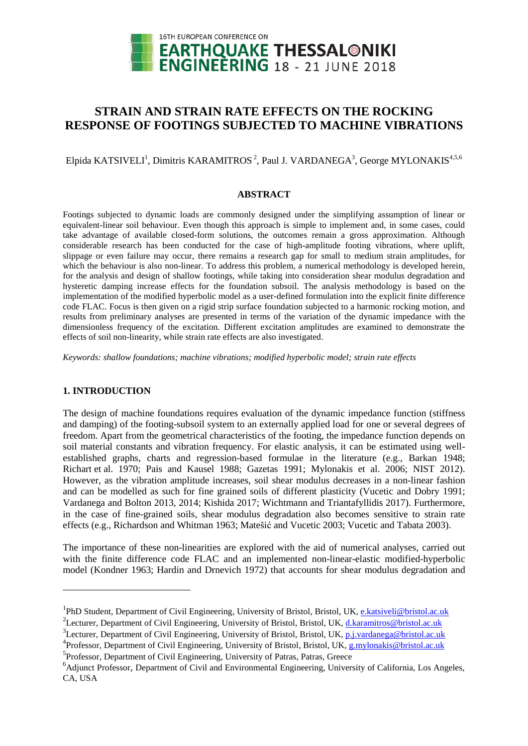# STRAIN AND STRAIN RATE EFFECTS ON THE ROCKING RESPONSE OF FOOTINGS SUBJECTED TO MACHINE VIBRATIONS

Elpida KATSIVELI[1], Dimitris KARAMITROS[2], Paul J. VARDANEGA[3], George MYLONAKIS[4,5,6]

### ABSTRACT

Footings subjected to dynamic loads are commonly designed under the simplifying assumption of linear or equivalent-linear soil behaviour. Even though this approach is simple to implement and, in some cases, could take advantage of available closed-form solutions, the outcomes remain a gross approximation. Although considerable research has been conducted for the case of high-amplitude footing vibrations, where uplift, slippage or even failure may occur, there remains a research gap for small to medium strain amplitudes, for which the behaviour is also non-linear. To address this problem, a numerical methodology is developed herein, for the analysis and design of shallow footings, while taking into consideration shear modulus degradation and hysteretic damping increase effects for the foundation subsoil. The analysis methodology is based on the implementation of the modified hyperbolic model as a user-defined formulation into the explicit finite difference code FLAC. Focus is then given on a rigid strip surface foundation subjected to a harmonic rocking motion, and results from preliminary analyses are presented in terms of the variation of the dynamic impedance with the dimensionless frequency of the excitation. Different excitation amplitudes are examined to demonstrate the effects of soil non-linearity, while strain rate effects are also investigated.

*Keywords: shallow foundations; machine vibrations; modified hyperbolic model; strain rate effects*

## 1. INTRODUCTION

The design of machine foundations requires evaluation of the dynamic impedance function (stiffness and damping) of the footing-subsoil system to an externally applied load for one or several degrees of freedom. Apart from the geometrical characteristics of the footing, the impedance function depends on soil material constants and vibration frequency. For elastic analysis, it can be estimated using well-established graphs, charts and regression-based formulae in the literature (e.g., Barkan 1948; Richart et al. 1970; Pais and Kausel 1988; Gazetas 1991; Mylonakis et al. 2006; NIST 2012). However, as the vibration amplitude increases, soil shear modulus decreases in a non-linear fashion and can be modelled as such for fine grained soils of different plasticity (Vucetic and Dobry 1991; Vardanega and Bolton 2013, 2014; Kishida 2017; Wichtmann and Triantafyllidis 2017). Furthermore, in the case of fine-grained soils, shear modulus degradation also becomes sensitive to strain rate effects (e.g., Richardson and Whitman 1963; Matešić and Vucetic 2003; Vucetic and Tabata 2003).

The importance of these non-linearities are explored with the aid of numerical analyses, carried out with the finite difference code FLAC and an implemented non-linear-elastic modified-hyperbolic model (Kondner 1963; Hardin and Drnevich 1972) that accounts for shear modulus degradation and

---

[1]PhD Student, Department of Civil Engineering, University of Bristol, Bristol, UK, e.katsiveli@bristol.ac.uk

[2]Lecturer, Department of Civil Engineering, University of Bristol, Bristol, UK, d.karamitros@bristol.ac.uk

[3]Lecturer, Department of Civil Engineering, University of Bristol, Bristol, UK, p.j.vardanega@bristol.ac.uk

[4]Professor, Department of Civil Engineering, University of Bristol, Bristol, UK, g.mylonakis@bristol.ac.uk

[5]Professor, Department of Civil Engineering, University of Patras, Patras, Greece

[6]Adjunct Professor, Department of Civil and Environmental Engineering, University of California, Los Angeles, CA, USA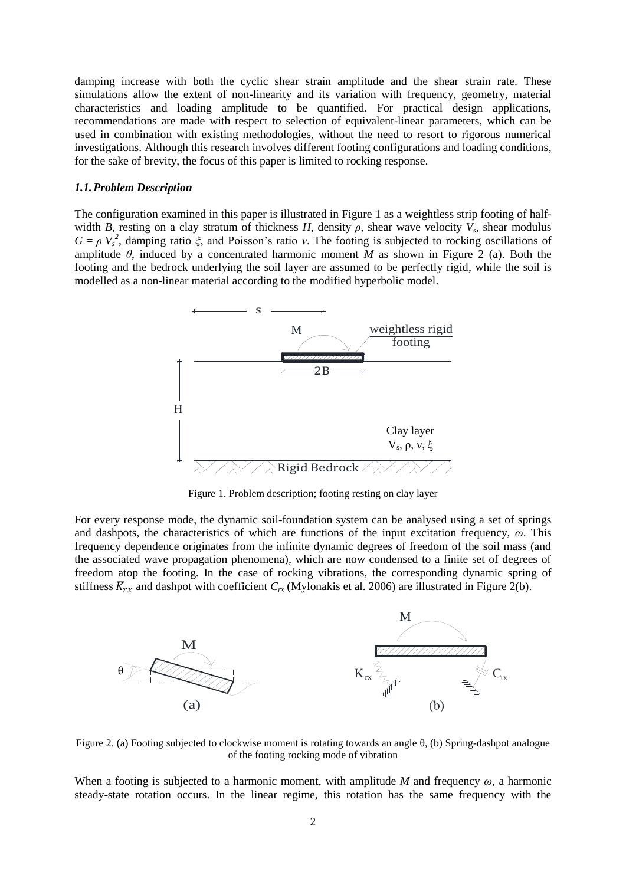damping increase with both the cyclic shear strain amplitude and the shear strain rate. These simulations allow the extent of non-linearity and its variation with frequency, geometry, material characteristics and loading amplitude to be quantified. For practical design applications, recommendations are made with respect to selection of equivalent-linear parameters, which can be used in combination with existing methodologies, without the need to resort to rigorous numerical investigations. Although this research involves different footing configurations and loading conditions, for the sake of brevity, the focus of this paper is limited to rocking response.

### *1.1. Problem Description*

The configuration examined in this paper is illustrated in Figure 1 as a weightless strip footing of half-width $B$, resting on a clay stratum of thickness $H$, density $\rho$, shear wave velocity $V_s$, shear modulus $G = \rho V_s^2$, damping ratio $\xi$, and Poisson's ratio $v$. The footing is subjected to rocking oscillations of amplitude $\theta$, induced by a concentrated harmonic moment $M$ as shown in Figure 2 (a). Both the footing and the bedrock underlying the soil layer are assumed to be perfectly rigid, while the soil is modelled as a non-linear material according to the modified hyperbolic model.

Figure 1. Problem description; footing resting on clay layer

For every response mode, the dynamic soil-foundation system can be analysed using a set of springs and dashpots, the characteristics of which are functions of the input excitation frequency, $\omega$. This frequency dependence originates from the infinite dynamic degrees of freedom of the soil mass (and the associated wave propagation phenomena), which are now condensed to a finite set of degrees of freedom atop the footing. In the case of rocking vibrations, the corresponding dynamic spring of stiffness $\overline{K}_{rx}$ and dashpot with coefficient $C_{rx}$ (Mylonakis et al. 2006) are illustrated in Figure 2(b).

Figure 2. (a) Footing subjected to clockwise moment is rotating towards an angle θ, (b) Spring-dashpot analogue of the footing rocking mode of vibration

When a footing is subjected to a harmonic moment, with amplitude $M$ and frequency $\omega$, a harmonic steady-state rotation occurs. In the linear regime, this rotation has the same frequency with the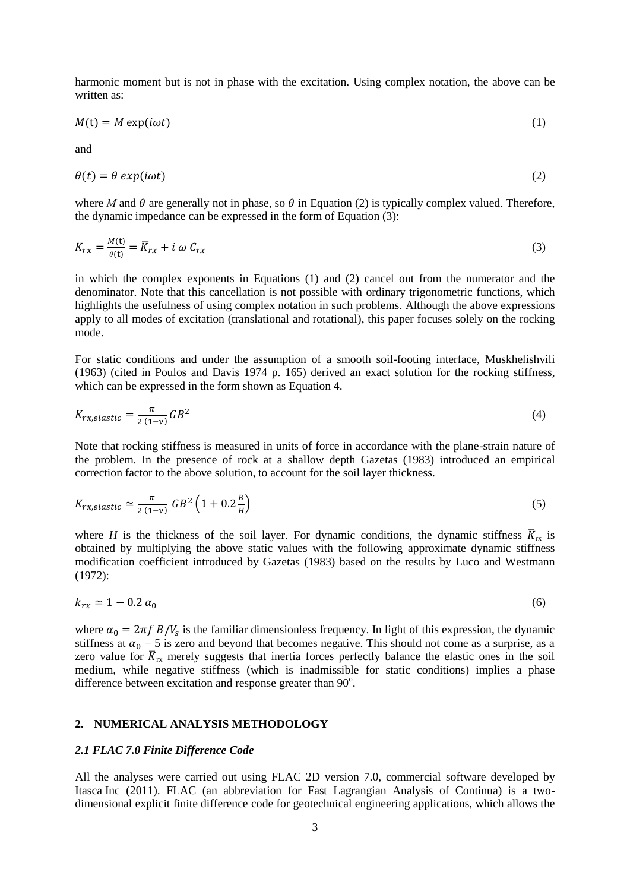harmonic moment but is not in phase with the excitation. Using complex notation, the above can be written as:

$$M(\mathrm{t}) = M\exp(i\omega t) \tag{1}$$

and

$$\theta(t) = \theta\, exp(i\omega t) \tag{2}$$

where $M$ and $\theta$ are generally not in phase, so $\theta$ in Equation (2) is typically complex valued. Therefore, the dynamic impedance can be expressed in the form of Equation (3):

$$K_{rx} = \frac{M(\mathrm{t})}{\theta(\mathrm{t})} = \bar{K}_{rx} + i\,\omega\, C_{rx} \tag{3}$$

in which the complex exponents in Equations (1) and (2) cancel out from the numerator and the denominator. Note that this cancellation is not possible with ordinary trigonometric functions, which highlights the usefulness of using complex notation in such problems. Although the above expressions apply to all modes of excitation (translational and rotational), this paper focuses solely on the rocking mode.

For static conditions and under the assumption of a smooth soil-footing interface, Muskhelishvili (1963) (cited in Poulos and Davis 1974 p. 165) derived an exact solution for the rocking stiffness, which can be expressed in the form shown as Equation 4.

$$K_{rx,elastic} = \frac{\pi}{2\,(1-\nu)} GB^2 \tag{4}$$

Note that rocking stiffness is measured in units of force in accordance with the plane-strain nature of the problem. In the presence of rock at a shallow depth Gazetas (1983) introduced an empirical correction factor to the above solution, to account for the soil layer thickness.

$$K_{rx,elastic} \simeq \frac{\pi}{2\,(1-\nu)}\, GB^2\left(1 + 0.2\frac{B}{H}\right) \tag{5}$$

where $H$ is the thickness of the soil layer. For dynamic conditions, the dynamic stiffness $\bar{K}_{\mathrm{rx}}$ is obtained by multiplying the above static values with the following approximate dynamic stiffness modification coefficient introduced by Gazetas (1983) based on the results by Luco and Westmann (1972):

$$k_{rx} \simeq 1 - 0.2\,\alpha_0 \tag{6}$$

where $\alpha_0 = 2\pi f\, B/V_s$ is the familiar dimensionless frequency. In light of this expression, the dynamic stiffness at $\alpha_0 = 5$ is zero and beyond that becomes negative. This should not come as a surprise, as a zero value for $\bar{K}_{\mathrm{rx}}$ merely suggests that inertia forces perfectly balance the elastic ones in the soil medium, while negative stiffness (which is inadmissible for static conditions) implies a phase difference between excitation and response greater than $90^{\mathrm{o}}$.

## 2. NUMERICAL ANALYSIS METHODOLOGY

### *2.1 FLAC 7.0 Finite Difference Code*

All the analyses were carried out using FLAC 2D version 7.0, commercial software developed by Itasca Inc (2011). FLAC (an abbreviation for Fast Lagrangian Analysis of Continua) is a two-dimensional explicit finite difference code for geotechnical engineering applications, which allows the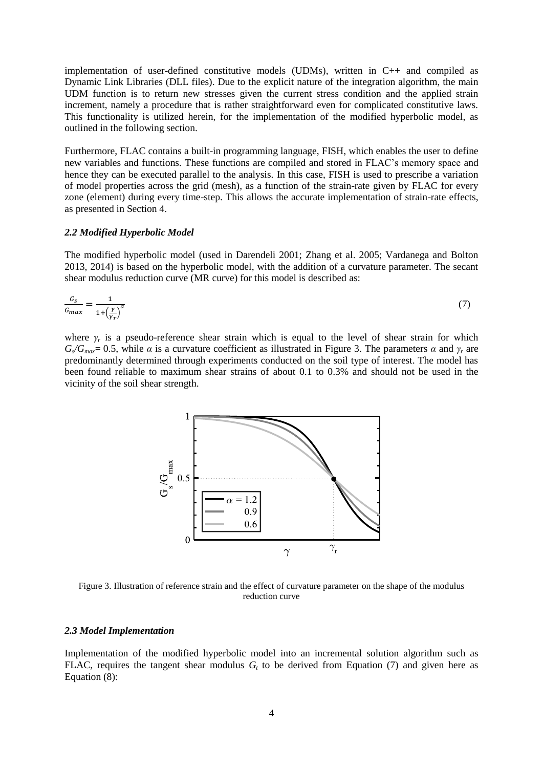implementation of user-defined constitutive models (UDMs), written in C++ and compiled as Dynamic Link Libraries (DLL files). Due to the explicit nature of the integration algorithm, the main UDM function is to return new stresses given the current stress condition and the applied strain increment, namely a procedure that is rather straightforward even for complicated constitutive laws. This functionality is utilized herein, for the implementation of the modified hyperbolic model, as outlined in the following section.

Furthermore, FLAC contains a built-in programming language, FISH, which enables the user to define new variables and functions. These functions are compiled and stored in FLAC's memory space and hence they can be executed parallel to the analysis. In this case, FISH is used to prescribe a variation of model properties across the grid (mesh), as a function of the strain-rate given by FLAC for every zone (element) during every time-step. This allows the accurate implementation of strain-rate effects, as presented in Section 4.

### *2.2 Modified Hyperbolic Model*

The modified hyperbolic model (used in Darendeli 2001; Zhang et al. 2005; Vardanega and Bolton 2013, 2014) is based on the hyperbolic model, with the addition of a curvature parameter. The secant shear modulus reduction curve (MR curve) for this model is described as:

$$\frac{G_s}{G_{max}} = \frac{1}{1+\left(\frac{\gamma}{\gamma_r}\right)^{\alpha}} \tag{7}$$

where $\gamma_r$ is a pseudo-reference shear strain which is equal to the level of shear strain for which $G_s/G_{max}= 0.5$, while $\alpha$ is a curvature coefficient as illustrated in Figure 3. The parameters $\alpha$ and $\gamma_r$ are predominantly determined through experiments conducted on the soil type of interest. The model has been found reliable to maximum shear strains of about 0.1 to 0.3% and should not be used in the vicinity of the soil shear strength.

Figure 3. Illustration of reference strain and the effect of curvature parameter on the shape of the modulus reduction curve

### *2.3 Model Implementation*

Implementation of the modified hyperbolic model into an incremental solution algorithm such as FLAC, requires the tangent shear modulus $G_t$ to be derived from Equation (7) and given here as Equation (8):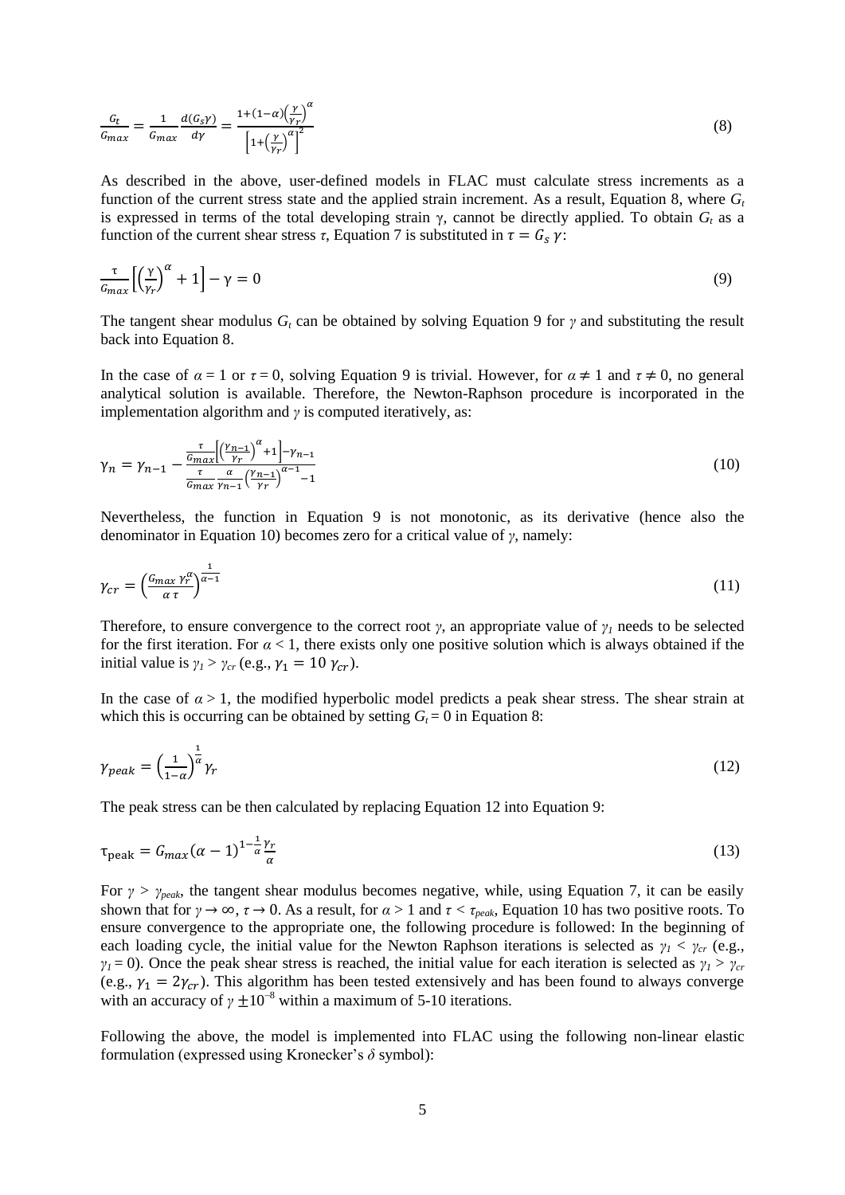$$\frac{G_t}{G_{max}} = \frac{1}{G_{max}}\frac{d(G_s\gamma)}{d\gamma} = \frac{1+(1-\alpha)\left(\frac{\gamma}{\gamma_r}\right)^{\alpha}}{\left[1+\left(\frac{\gamma}{\gamma_r}\right)^{\alpha}\right]^2} \tag{8}$$

As described in the above, user-defined models in FLAC must calculate stress increments as a function of the current stress state and the applied strain increment. As a result, Equation 8, where $G_t$ is expressed in terms of the total developing strain $\gamma$, cannot be directly applied. To obtain $G_t$ as a function of the current shear stress $\tau$, Equation 7 is substituted in $\tau = G_s\,\gamma$:

$$\frac{\tau}{G_{max}}\left[\left(\frac{\gamma}{\gamma_r}\right)^{\alpha}+1\right]-\gamma = 0 \tag{9}$$

The tangent shear modulus $G_t$ can be obtained by solving Equation 9 for $\gamma$ and substituting the result back into Equation 8.

In the case of $\alpha = 1$ or $\tau = 0$, solving Equation 9 is trivial. However, for $\alpha \neq 1$ and $\tau \neq 0$, no general analytical solution is available. Therefore, the Newton-Raphson procedure is incorporated in the implementation algorithm and $\gamma$ is computed iteratively, as:

$$\gamma_n = \gamma_{n-1} - \frac{\frac{\tau}{G_{max}}\left[\left(\frac{\gamma_{n-1}}{\gamma_r}\right)^{\alpha}+1\right]-\gamma_{n-1}}{\frac{\tau}{G_{max}}\frac{\alpha}{\gamma_{n-1}}\left(\frac{\gamma_{n-1}}{\gamma_r}\right)^{\alpha-1}-1} \tag{10}$$

Nevertheless, the function in Equation 9 is not monotonic, as its derivative (hence also the denominator in Equation 10) becomes zero for a critical value of $\gamma$, namely:

$$\gamma_{cr} = \left(\frac{G_{max}\,\gamma_r^{\alpha}}{\alpha\,\tau}\right)^{\frac{1}{\alpha-1}} \tag{11}$$

Therefore, to ensure convergence to the correct root $\gamma$, an appropriate value of $\gamma_1$ needs to be selected for the first iteration. For $\alpha < 1$, there exists only one positive solution which is always obtained if the initial value is $\gamma_1 > \gamma_{cr}$ (e.g., $\gamma_1 = 10\,\gamma_{cr}$).

In the case of $\alpha > 1$, the modified hyperbolic model predicts a peak shear stress. The shear strain at which this is occurring can be obtained by setting $G_t = 0$ in Equation 8:

$$\gamma_{peak} = \left(\frac{1}{1-\alpha}\right)^{\frac{1}{\alpha}}\gamma_r \tag{12}$$

The peak stress can be then calculated by replacing Equation 12 into Equation 9:

$$\tau_{peak} = G_{max}(\alpha-1)^{1-\frac{1}{\alpha}}\frac{\gamma_r}{\alpha} \tag{13}$$

For $\gamma > \gamma_{peak}$, the tangent shear modulus becomes negative, while, using Equation 7, it can be easily shown that for $\gamma \to \infty$, $\tau \to 0$. As a result, for $\alpha > 1$ and $\tau < \tau_{peak}$, Equation 10 has two positive roots. To ensure convergence to the appropriate one, the following procedure is followed: In the beginning of each loading cycle, the initial value for the Newton Raphson iterations is selected as $\gamma_1 < \gamma_{cr}$ (e.g., $\gamma_1 = 0$). Once the peak shear stress is reached, the initial value for each iteration is selected as $\gamma_1 > \gamma_{cr}$ (e.g., $\gamma_1 = 2\gamma_{cr}$). This algorithm has been tested extensively and has been found to always converge with an accuracy of $\gamma \pm 10^{-8}$ within a maximum of 5-10 iterations.

Following the above, the model is implemented into FLAC using the following non-linear elastic formulation (expressed using Kronecker's $\delta$ symbol):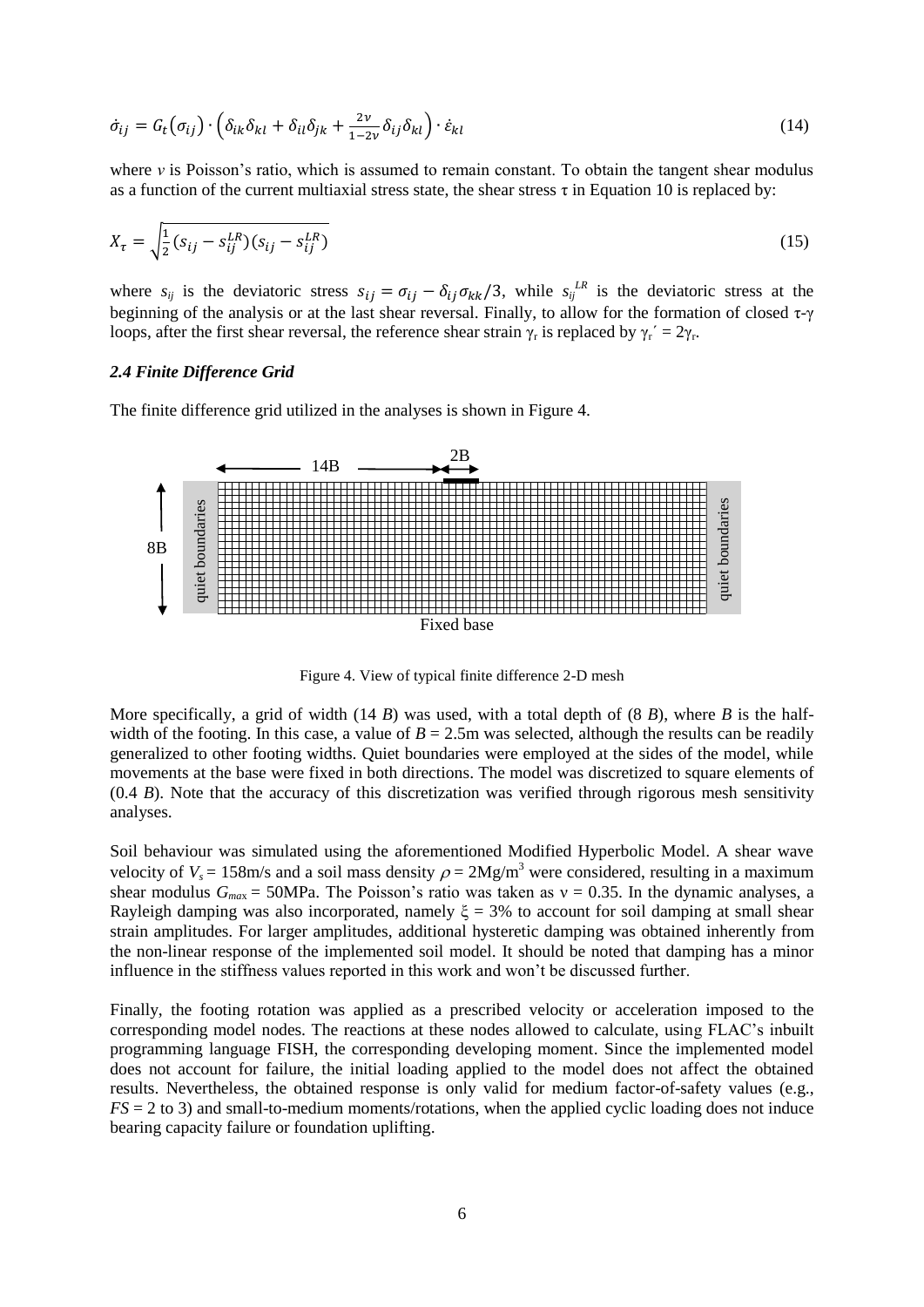$$\dot{\sigma}_{ij} = G_t(\sigma_{ij}) \cdot \left(\delta_{ik}\delta_{kl} + \delta_{il}\delta_{jk} + \frac{2\nu}{1-2\nu}\delta_{ij}\delta_{kl}\right) \cdot \dot{\varepsilon}_{kl} \tag{14}$$

where $\nu$ is Poisson's ratio, which is assumed to remain constant. To obtain the tangent shear modulus as a function of the current multiaxial stress state, the shear stress $\tau$ in Equation 10 is replaced by:

$$X_\tau = \sqrt{\frac{1}{2}(s_{ij} - s_{ij}^{LR})(s_{ij} - s_{ij}^{LR})} \tag{15}$$

where $s_{ij}$ is the deviatoric stress $s_{ij} = \sigma_{ij} - \delta_{ij}\sigma_{kk}/3$, while $s_{ij}^{LR}$ is the deviatoric stress at the beginning of the analysis or at the last shear reversal. Finally, to allow for the formation of closed $\tau$-$\gamma$ loops, after the first shear reversal, the reference shear strain $\gamma_r$ is replaced by $\gamma_r' = 2\gamma_r$.

### *2.4 Finite Difference Grid*

The finite difference grid utilized in the analyses is shown in Figure 4.

Figure 4. View of typical finite difference 2-D mesh

More specifically, a grid of width (14 *B*) was used, with a total depth of (8 *B*), where *B* is the half-width of the footing. In this case, a value of $B = 2.5$m was selected, although the results can be readily generalized to other footing widths. Quiet boundaries were employed at the sides of the model, while movements at the base were fixed in both directions. The model was discretized to square elements of (0.4 *B*). Note that the accuracy of this discretization was verified through rigorous mesh sensitivity analyses.

Soil behaviour was simulated using the aforementioned Modified Hyperbolic Model. A shear wave velocity of $V_s = 158$m/s and a soil mass density $\rho = 2$Mg/m$^3$ were considered, resulting in a maximum shear modulus $G_{max} = 50$MPa. The Poisson's ratio was taken as $\nu = 0.35$. In the dynamic analyses, a Rayleigh damping was also incorporated, namely $\xi = 3\%$ to account for soil damping at small shear strain amplitudes. For larger amplitudes, additional hysteretic damping was obtained inherently from the non-linear response of the implemented soil model. It should be noted that damping has a minor influence in the stiffness values reported in this work and won't be discussed further.

Finally, the footing rotation was applied as a prescribed velocity or acceleration imposed to the corresponding model nodes. The reactions at these nodes allowed to calculate, using FLAC's inbuilt programming language FISH, the corresponding developing moment. Since the implemented model does not account for failure, the initial loading applied to the model does not affect the obtained results. Nevertheless, the obtained response is only valid for medium factor-of-safety values (e.g., $FS = 2$ to 3) and small-to-medium moments/rotations, when the applied cyclic loading does not induce bearing capacity failure or foundation uplifting.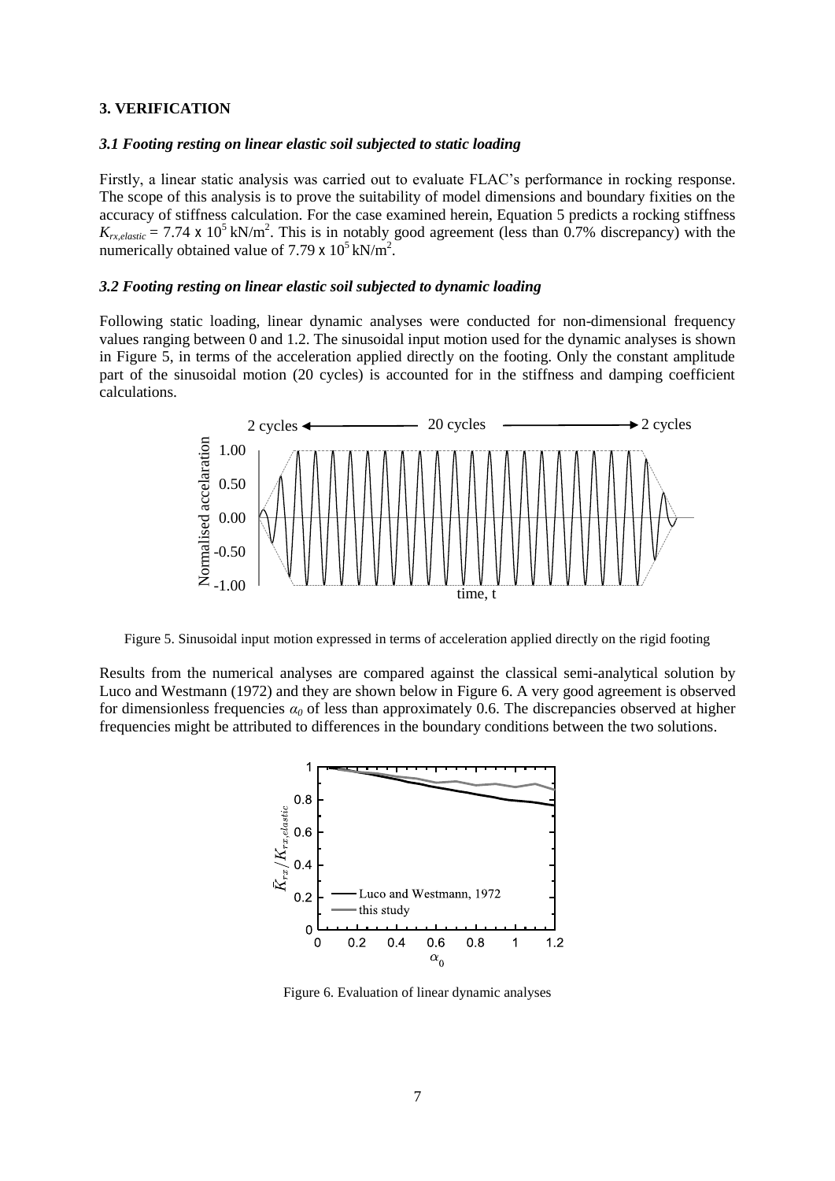## 3. VERIFICATION

### *3.1 Footing resting on linear elastic soil subjected to static loading*

Firstly, a linear static analysis was carried out to evaluate FLAC's performance in rocking response. The scope of this analysis is to prove the suitability of model dimensions and boundary fixities on the accuracy of stiffness calculation. For the case examined herein, Equation 5 predicts a rocking stiffness $K_{rx,elastic}$ = 7.74 x $10^5$ kN/m$^2$. This is in notably good agreement (less than 0.7% discrepancy) with the numerically obtained value of 7.79 x $10^5$ kN/m$^2$.

### *3.2 Footing resting on linear elastic soil subjected to dynamic loading*

Following static loading, linear dynamic analyses were conducted for non-dimensional frequency values ranging between 0 and 1.2. The sinusoidal input motion used for the dynamic analyses is shown in Figure 5, in terms of the acceleration applied directly on the footing. Only the constant amplitude part of the sinusoidal motion (20 cycles) is accounted for in the stiffness and damping coefficient calculations.

Figure 5. Sinusoidal input motion expressed in terms of acceleration applied directly on the rigid footing

Results from the numerical analyses are compared against the classical semi-analytical solution by Luco and Westmann (1972) and they are shown below in Figure 6. A very good agreement is observed for dimensionless frequencies $\alpha_0$ of less than approximately 0.6. The discrepancies observed at higher frequencies might be attributed to differences in the boundary conditions between the two solutions.

Figure 6. Evaluation of linear dynamic analyses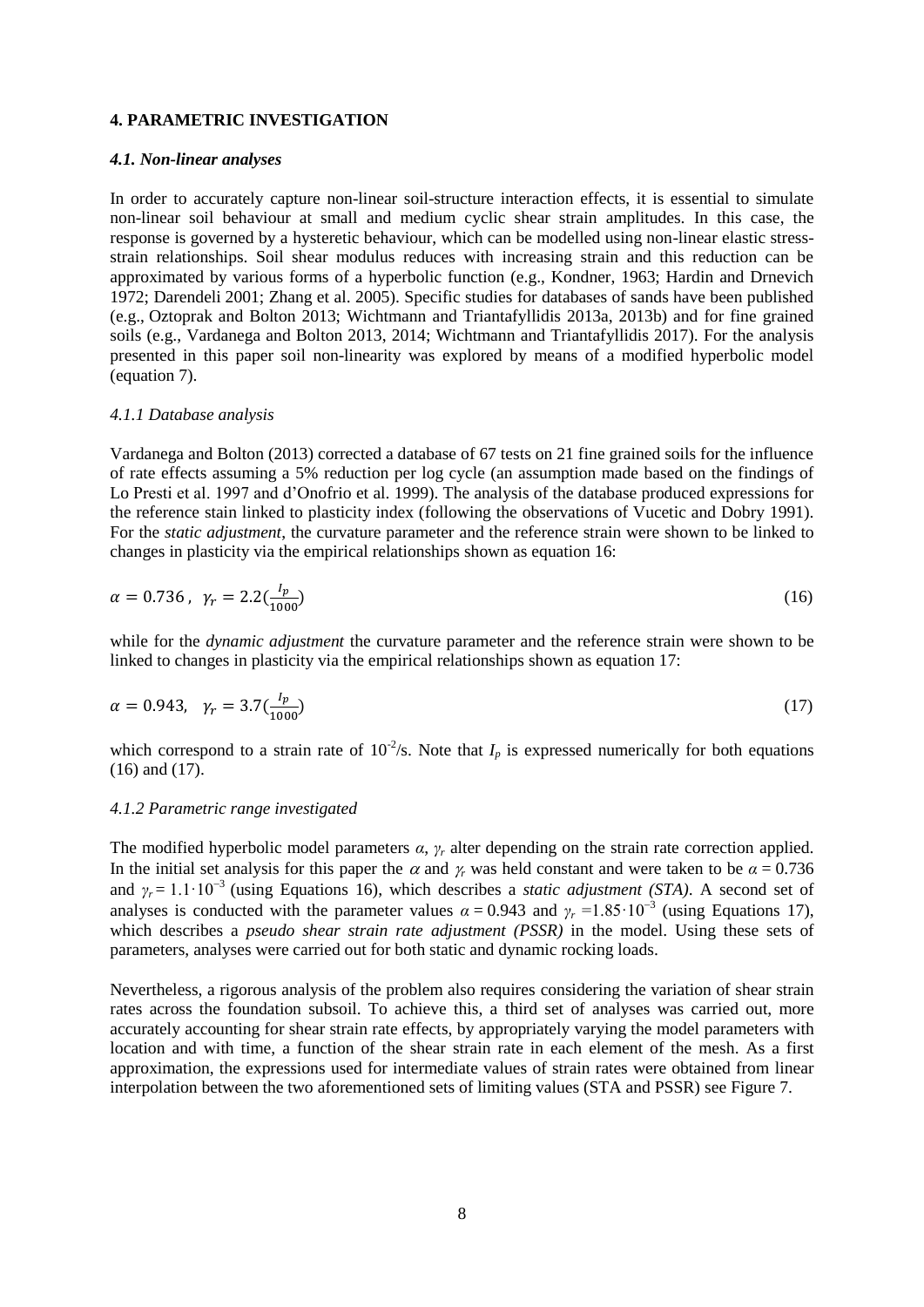## 4. PARAMETRIC INVESTIGATION

### *4.1. Non-linear analyses*

In order to accurately capture non-linear soil-structure interaction effects, it is essential to simulate non-linear soil behaviour at small and medium cyclic shear strain amplitudes. In this case, the response is governed by a hysteretic behaviour, which can be modelled using non-linear elastic stress-strain relationships. Soil shear modulus reduces with increasing strain and this reduction can be approximated by various forms of a hyperbolic function (e.g., Kondner, 1963; Hardin and Drnevich 1972; Darendeli 2001; Zhang et al. 2005). Specific studies for databases of sands have been published (e.g., Oztoprak and Bolton 2013; Wichtmann and Triantafyllidis 2013a, 2013b) and for fine grained soils (e.g., Vardanega and Bolton 2013, 2014; Wichtmann and Triantafyllidis 2017). For the analysis presented in this paper soil non-linearity was explored by means of a modified hyperbolic model (equation 7).

#### *4.1.1 Database analysis*

Vardanega and Bolton (2013) corrected a database of 67 tests on 21 fine grained soils for the influence of rate effects assuming a 5% reduction per log cycle (an assumption made based on the findings of Lo Presti et al. 1997 and d'Onofrio et al. 1999). The analysis of the database produced expressions for the reference stain linked to plasticity index (following the observations of Vucetic and Dobry 1991). For the *static adjustment*, the curvature parameter and the reference strain were shown to be linked to changes in plasticity via the empirical relationships shown as equation 16:

$$\alpha = 0.736\,,\ \ \gamma_r = 2.2\left(\frac{I_p}{1000}\right) \tag{16}$$

while for the *dynamic adjustment* the curvature parameter and the reference strain were shown to be linked to changes in plasticity via the empirical relationships shown as equation 17:

$$\alpha = 0.943,\ \ \gamma_r = 3.7\left(\frac{I_p}{1000}\right) \tag{17}$$

which correspond to a strain rate of $10^{-2}$/s. Note that $I_p$ is expressed numerically for both equations (16) and (17).

#### *4.1.2 Parametric range investigated*

The modified hyperbolic model parameters $\alpha$, $\gamma_r$ alter depending on the strain rate correction applied. In the initial set analysis for this paper the $\alpha$ and $\gamma_r$ was held constant and were taken to be $\alpha = 0.736$ and $\gamma_r = 1.1 \cdot 10^{-3}$ (using Equations 16), which describes a *static adjustment (STA)*. A second set of analyses is conducted with the parameter values $\alpha = 0.943$ and $\gamma_r = 1.85 \cdot 10^{-3}$ (using Equations 17), which describes a *pseudo shear strain rate adjustment (PSSR)* in the model. Using these sets of parameters, analyses were carried out for both static and dynamic rocking loads.

Nevertheless, a rigorous analysis of the problem also requires considering the variation of shear strain rates across the foundation subsoil. To achieve this, a third set of analyses was carried out, more accurately accounting for shear strain rate effects, by appropriately varying the model parameters with location and with time, a function of the shear strain rate in each element of the mesh. As a first approximation, the expressions used for intermediate values of strain rates were obtained from linear interpolation between the two aforementioned sets of limiting values (STA and PSSR) see Figure 7.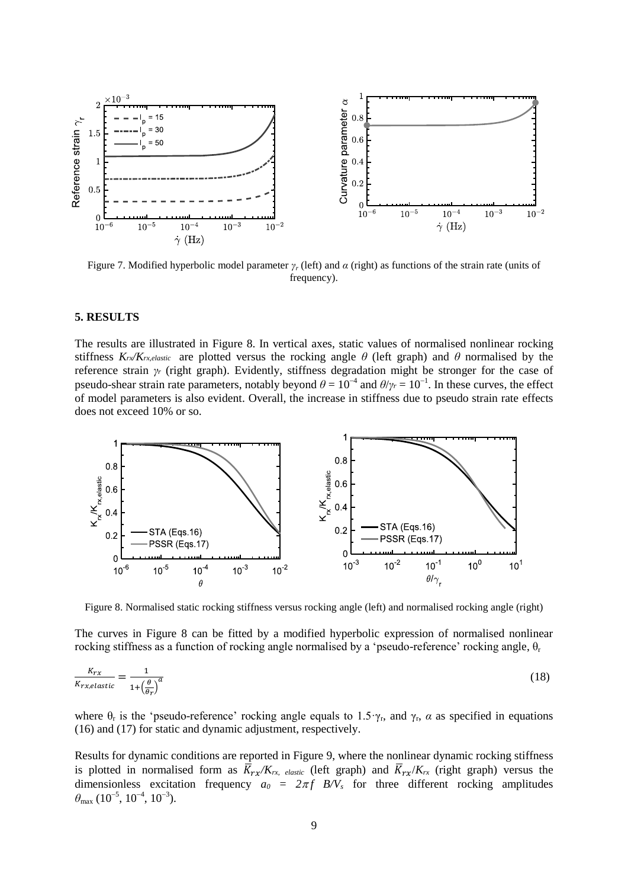Figure 7. Modified hyperbolic model parameter $\gamma_r$ (left) and $\alpha$ (right) as functions of the strain rate (units of frequency).

## 5. RESULTS

The results are illustrated in Figure 8. In vertical axes, static values of normalised nonlinear rocking stiffness $K_{rx}/K_{rx,elastic}$ are plotted versus the rocking angle $\theta$ (left graph) and $\theta$ normalised by the reference strain $\gamma_r$ (right graph). Evidently, stiffness degradation might be stronger for the case of pseudo-shear strain rate parameters, notably beyond $\theta = 10^{-4}$ and $\theta/\gamma_r = 10^{-1}$. In these curves, the effect of model parameters is also evident. Overall, the increase in stiffness due to pseudo strain rate effects does not exceed 10% or so.

Figure 8. Normalised static rocking stiffness versus rocking angle (left) and normalised rocking angle (right)

The curves in Figure 8 can be fitted by a modified hyperbolic expression of normalised nonlinear rocking stiffness as a function of rocking angle normalised by a 'pseudo-reference' rocking angle, $\theta_r$

$$\frac{K_{rx}}{K_{rx,elastic}} = \frac{1}{1+\left(\frac{\theta}{\theta_r}\right)^{\alpha}} \tag{18}$$

where $\theta_r$ is the 'pseudo-reference' rocking angle equals to $1.5 \cdot \gamma_r$, and $\gamma_r$, $\alpha$ as specified in equations (16) and (17) for static and dynamic adjustment, respectively.

Results for dynamic conditions are reported in Figure 9, where the nonlinear dynamic rocking stiffness is plotted in normalised form as $\bar{K}_{rx}/K_{rx,\,elastic}$ (left graph) and $\bar{K}_{rx}/K_{rx}$ (right graph) versus the dimensionless excitation frequency $a_0 = 2\pi f\ B/V_s$ for three different rocking amplitudes $\theta_{\max}$ ($10^{-5}$, $10^{-4}$, $10^{-3}$).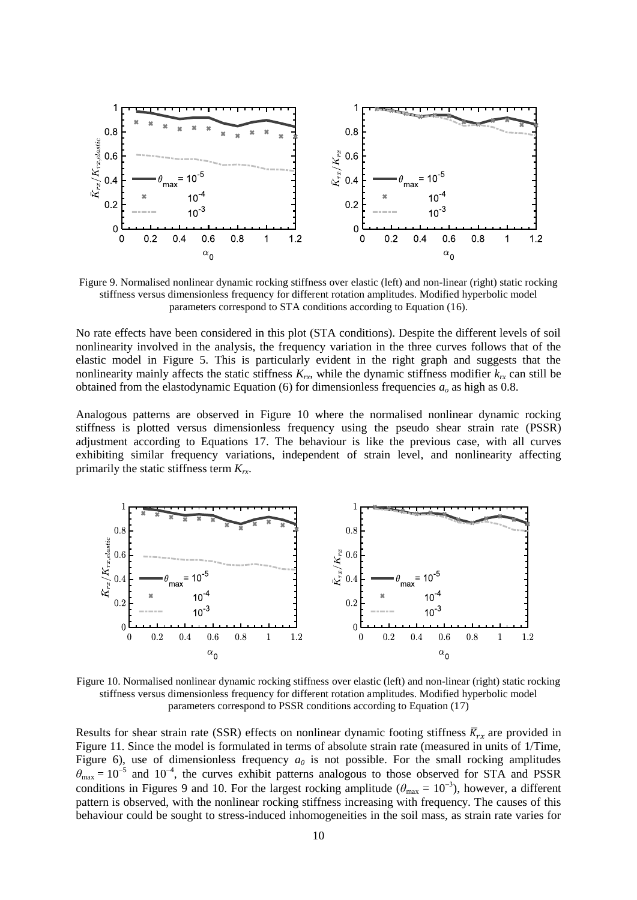Figure 9. Normalised nonlinear dynamic rocking stiffness over elastic (left) and non-linear (right) static rocking stiffness versus dimensionless frequency for different rotation amplitudes. Modified hyperbolic model parameters correspond to STA conditions according to Equation (16).

No rate effects have been considered in this plot (STA conditions). Despite the different levels of soil nonlinearity involved in the analysis, the frequency variation in the three curves follows that of the elastic model in Figure 5. This is particularly evident in the right graph and suggests that the nonlinearity mainly affects the static stiffness $K_{rx}$, while the dynamic stiffness modifier $k_{rx}$ can still be obtained from the elastodynamic Equation (6) for dimensionless frequencies $a_o$ as high as 0.8.

Analogous patterns are observed in Figure 10 where the normalised nonlinear dynamic rocking stiffness is plotted versus dimensionless frequency using the pseudo shear strain rate (PSSR) adjustment according to Equations 17. The behaviour is like the previous case, with all curves exhibiting similar frequency variations, independent of strain level, and nonlinearity affecting primarily the static stiffness term $K_{rx}$.

Figure 10. Normalised nonlinear dynamic rocking stiffness over elastic (left) and non-linear (right) static rocking stiffness versus dimensionless frequency for different rotation amplitudes. Modified hyperbolic model parameters correspond to PSSR conditions according to Equation (17)

Results for shear strain rate (SSR) effects on nonlinear dynamic footing stiffness $\bar{K}_{rx}$ are provided in Figure 11. Since the model is formulated in terms of absolute strain rate (measured in units of 1/Time, Figure 6), use of dimensionless frequency $a_0$ is not possible. For the small rocking amplitudes $\theta_{\max} = 10^{-5}$ and $10^{-4}$, the curves exhibit patterns analogous to those observed for STA and PSSR conditions in Figures 9 and 10. For the largest rocking amplitude ($\theta_{\max} = 10^{-3}$), however, a different pattern is observed, with the nonlinear rocking stiffness increasing with frequency. The causes of this behaviour could be sought to stress-induced inhomogeneities in the soil mass, as strain rate varies for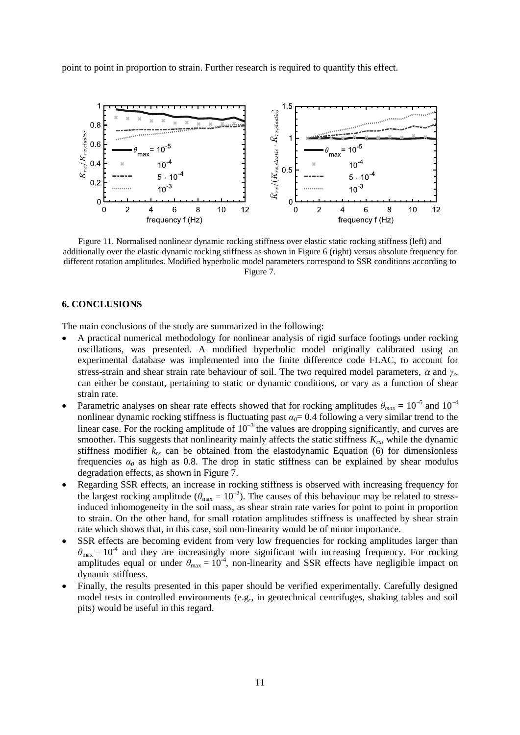point to point in proportion to strain. Further research is required to quantify this effect.

Figure 11. Normalised nonlinear dynamic rocking stiffness over elastic static rocking stiffness (left) and additionally over the elastic dynamic rocking stiffness as shown in Figure 6 (right) versus absolute frequency for different rotation amplitudes. Modified hyperbolic model parameters correspond to SSR conditions according to Figure 7.

## 6. CONCLUSIONS

The main conclusions of the study are summarized in the following:

- A practical numerical methodology for nonlinear analysis of rigid surface footings under rocking oscillations, was presented. A modified hyperbolic model originally calibrated using an experimental database was implemented into the finite difference code FLAC, to account for stress-strain and shear strain rate behaviour of soil. The two required model parameters, $\alpha$ and $\gamma_r$, can either be constant, pertaining to static or dynamic conditions, or vary as a function of shear strain rate.
- Parametric analyses on shear rate effects showed that for rocking amplitudes $\theta_{max} = 10^{-5}$ and $10^{-4}$ nonlinear dynamic rocking stiffness is fluctuating past $\alpha_0 = 0.4$ following a very similar trend to the linear case. For the rocking amplitude of $10^{-3}$ the values are dropping significantly, and curves are smoother. This suggests that nonlinearity mainly affects the static stiffness $K_{rx}$, while the dynamic stiffness modifier $k_{rx}$ can be obtained from the elastodynamic Equation (6) for dimensionless frequencies $\alpha_0$ as high as 0.8. The drop in static stiffness can be explained by shear modulus degradation effects, as shown in Figure 7.
- Regarding SSR effects, an increase in rocking stiffness is observed with increasing frequency for the largest rocking amplitude ($\theta_{max} = 10^{-3}$). The causes of this behaviour may be related to stress-induced inhomogeneity in the soil mass, as shear strain rate varies for point to point in proportion to strain. On the other hand, for small rotation amplitudes stiffness is unaffected by shear strain rate which shows that, in this case, soil non-linearity would be of minor importance.
- SSR effects are becoming evident from very low frequencies for rocking amplitudes larger than $\theta_{max} = 10^{-4}$ and they are increasingly more significant with increasing frequency. For rocking amplitudes equal or under $\theta_{max} = 10^{-4}$, non-linearity and SSR effects have negligible impact on dynamic stiffness.
- Finally, the results presented in this paper should be verified experimentally. Carefully designed model tests in controlled environments (e.g., in geotechnical centrifuges, shaking tables and soil pits) would be useful in this regard.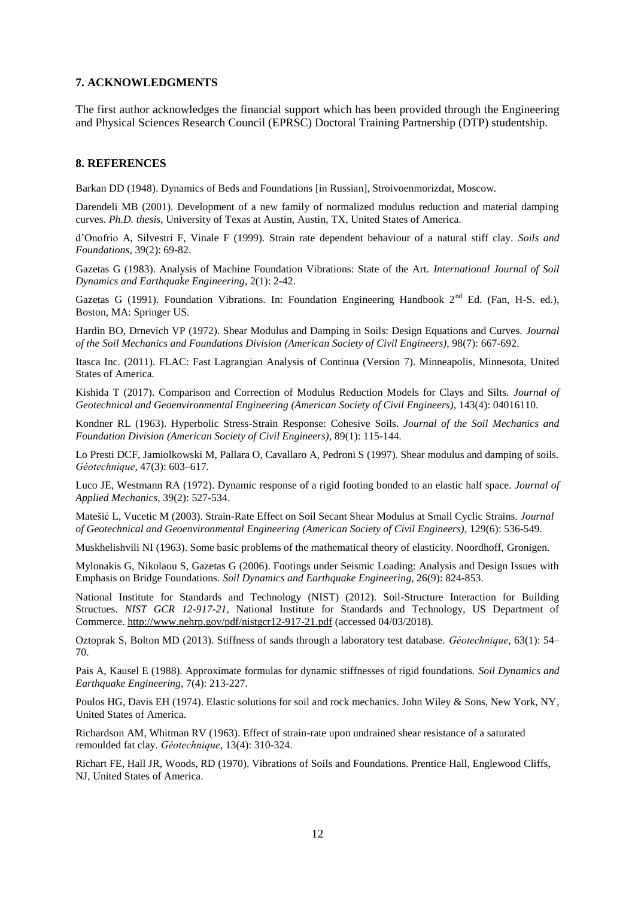## 7. ACKNOWLEDGMENTS

The first author acknowledges the financial support which has been provided through the Engineering and Physical Sciences Research Council (EPRSC) Doctoral Training Partnership (DTP) studentship.

## 8. REFERENCES

Barkan DD (1948). Dynamics of Beds and Foundations [in Russian], Stroivoenmorizdat, Moscow.

Darendeli MB (2001). Development of a new family of normalized modulus reduction and material damping curves. *Ph.D. thesis*, University of Texas at Austin, Austin, TX, United States of America.

d'Onofrio A, Silvestri F, Vinale F (1999). Strain rate dependent behaviour of a natural stiff clay. *Soils and Foundations*, 39(2): 69-82.

Gazetas G (1983). Analysis of Machine Foundation Vibrations: State of the Art. *International Journal of Soil Dynamics and Earthquake Engineering*, 2(1): 2-42.

Gazetas G (1991). Foundation Vibrations. In: Foundation Engineering Handbook 2nd Ed. (Fan, H-S. ed.), Boston, MA: Springer US.

Hardin BO, Drnevich VP (1972). Shear Modulus and Damping in Soils: Design Equations and Curves. *Journal of the Soil Mechanics and Foundations Division (American Society of Civil Engineers)*, 98(7): 667-692.

Itasca Inc. (2011). FLAC: Fast Lagrangian Analysis of Continua (Version 7). Minneapolis, Minnesota, United States of America.

Kishida T (2017). Comparison and Correction of Modulus Reduction Models for Clays and Silts. *Journal of Geotechnical and Geoenvironmental Engineering (American Society of Civil Engineers)*, 143(4): 04016110.

Kondner RL (1963). Hyperbolic Stress-Strain Response: Cohesive Soils. *Journal of the Soil Mechanics and Foundation Division (American Society of Civil Engineers)*, 89(1): 115-144.

Lo Presti DCF, Jamiolkowski M, Pallara O, Cavallaro A, Pedroni S (1997). Shear modulus and damping of soils. *Géotechnique*, 47(3): 603–617.

Luco JE, Westmann RA (1972). Dynamic response of a rigid footing bonded to an elastic half space. *Journal of Applied Mechanics*, 39(2): 527-534.

Matešić L, Vucetic M (2003). Strain-Rate Effect on Soil Secant Shear Modulus at Small Cyclic Strains. *Journal of Geotechnical and Geoenvironmental Engineering (American Society of Civil Engineers)*, 129(6): 536-549.

Muskhelishvili NI (1963). Some basic problems of the mathematical theory of elasticity. Noordhoff, Gronigen.

Mylonakis G, Nikolaou S, Gazetas G (2006). Footings under Seismic Loading: Analysis and Design Issues with Emphasis on Bridge Foundations. *Soil Dynamics and Earthquake Engineering*, 26(9): 824-853.

National Institute for Standards and Technology (NIST) (2012). Soil-Structure Interaction for Building Structues. *NIST GCR 12-917-21*, National Institute for Standards and Technology, US Department of Commerce. http://www.nehrp.gov/pdf/nistgcr12-917-21.pdf (accessed 04/03/2018).

Oztoprak S, Bolton MD (2013). Stiffness of sands through a laboratory test database. *Géotechnique*, 63(1): 54–70.

Pais A, Kausel E (1988). Approximate formulas for dynamic stiffnesses of rigid foundations. *Soil Dynamics and Earthquake Engineering*, 7(4): 213-227.

Poulos HG, Davis EH (1974). Elastic solutions for soil and rock mechanics. John Wiley & Sons, New York, NY, United States of America.

Richardson AM, Whitman RV (1963). Effect of strain-rate upon undrained shear resistance of a saturated remoulded fat clay. *Géotechnique*, 13(4): 310-324.

Richart FE, Hall JR, Woods, RD (1970). Vibrations of Soils and Foundations. Prentice Hall, Englewood Cliffs, NJ, United States of America.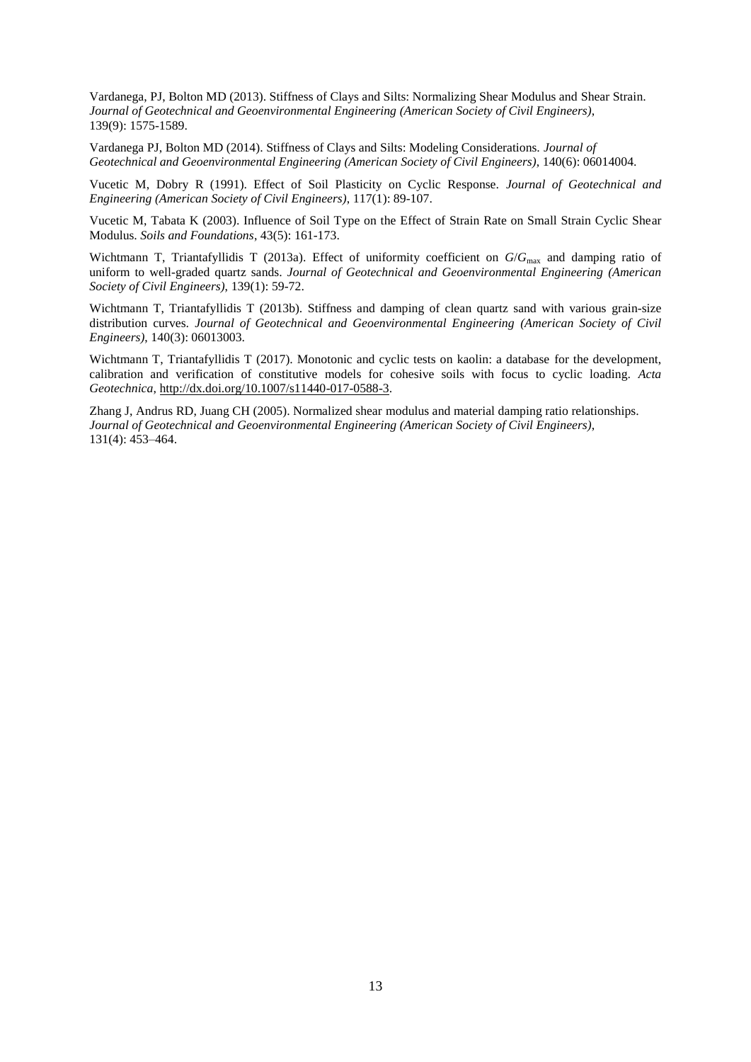Vardanega, PJ, Bolton MD (2013). Stiffness of Clays and Silts: Normalizing Shear Modulus and Shear Strain. *Journal of Geotechnical and Geoenvironmental Engineering (American Society of Civil Engineers)*, 139(9): 1575-1589.

Vardanega PJ, Bolton MD (2014). Stiffness of Clays and Silts: Modeling Considerations. *Journal of Geotechnical and Geoenvironmental Engineering (American Society of Civil Engineers)*, 140(6): 06014004.

Vucetic M, Dobry R (1991). Effect of Soil Plasticity on Cyclic Response. *Journal of Geotechnical and Engineering (American Society of Civil Engineers)*, 117(1): 89-107.

Vucetic M, Tabata K (2003). Influence of Soil Type on the Effect of Strain Rate on Small Strain Cyclic Shear Modulus. *Soils and Foundations*, 43(5): 161-173.

Wichtmann T, Triantafyllidis T (2013a). Effect of uniformity coefficient on $G/G_{\max}$ and damping ratio of uniform to well-graded quartz sands. *Journal of Geotechnical and Geoenvironmental Engineering (American Society of Civil Engineers)*, 139(1): 59-72.

Wichtmann T, Triantafyllidis T (2013b). Stiffness and damping of clean quartz sand with various grain-size distribution curves. *Journal of Geotechnical and Geoenvironmental Engineering (American Society of Civil Engineers)*, 140(3): 06013003.

Wichtmann T, Triantafyllidis T (2017). Monotonic and cyclic tests on kaolin: a database for the development, calibration and verification of constitutive models for cohesive soils with focus to cyclic loading. *Acta Geotechnica*, http://dx.doi.org/10.1007/s11440-017-0588-3.

Zhang J, Andrus RD, Juang CH (2005). Normalized shear modulus and material damping ratio relationships. *Journal of Geotechnical and Geoenvironmental Engineering (American Society of Civil Engineers)*, 131(4): 453–464.